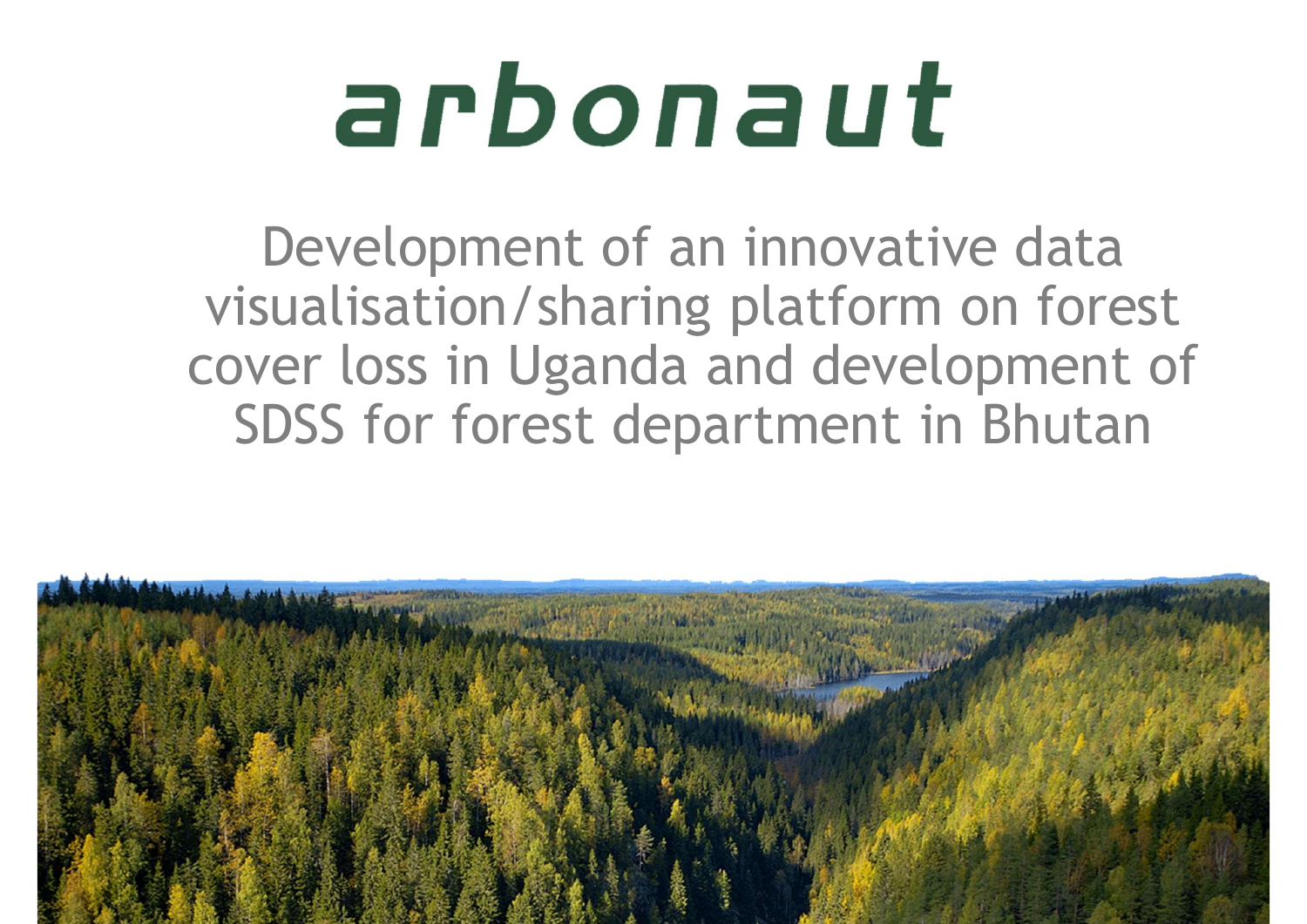# arbonaut

## Development of an innovative data visualisation/sharing platform on forest cover loss in Uganda and development of SDSS for forest department in Bhutan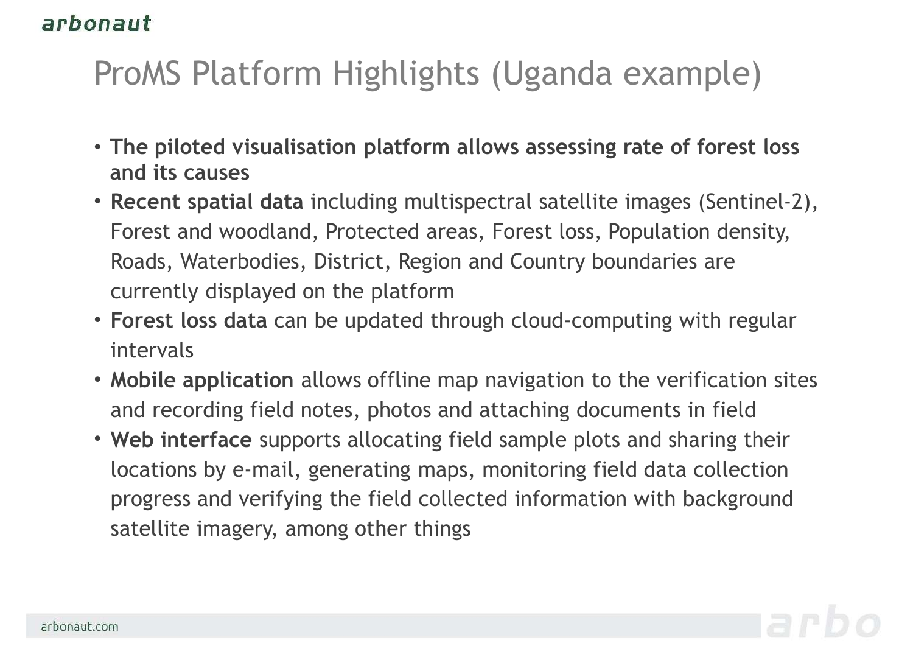# ProMS Platform Highlights (Uganda example)

- **The piloted visualisation platform allows assessing rate of forest loss and its causes**
- **Recent spatial data** including multispectral satellite images (Sentinel-2), Forest and woodland, Protected areas, Forest loss, Population density, Roads, Waterbodies, District, Region and Country boundaries are currently displayed on the platform
- **Forest loss data** can be updated through cloud-computing with regular intervals
- **Mobile application** allows offline map navigation to the verification sites and recording field notes, photos and attaching documents in field
- **Web interface** supports allocating field sample plots and sharing their locations by e-mail, generating maps, monitoring field data collection progress and verifying the field collected information with background satellite imagery, among other things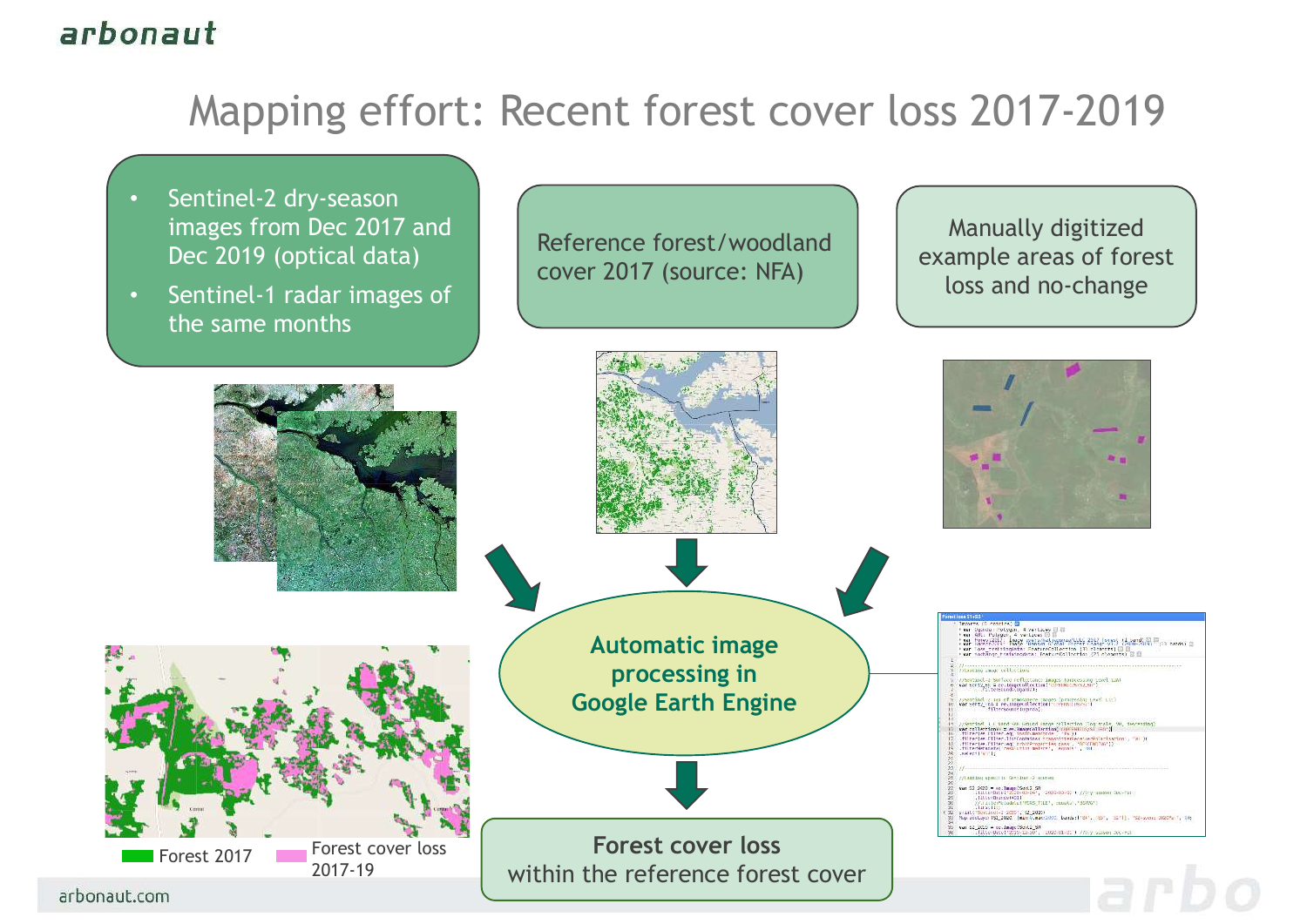# Mapping effort: Recent forest cover loss 2017-2019

- Sentinel-2 dry-season images from Dec 2017 and Dec 2019 (optical data)
- Sentinel-1 radar images of the same months

Reference forest/woodland cover 2017 (source: NFA)

Manually digitized example areas of forest loss and no-change

**Automatic image processing in Google Earth Engine**

**Forest cover loss** within the reference forest cover

Forest 2017 | Forest cover loss 2017-19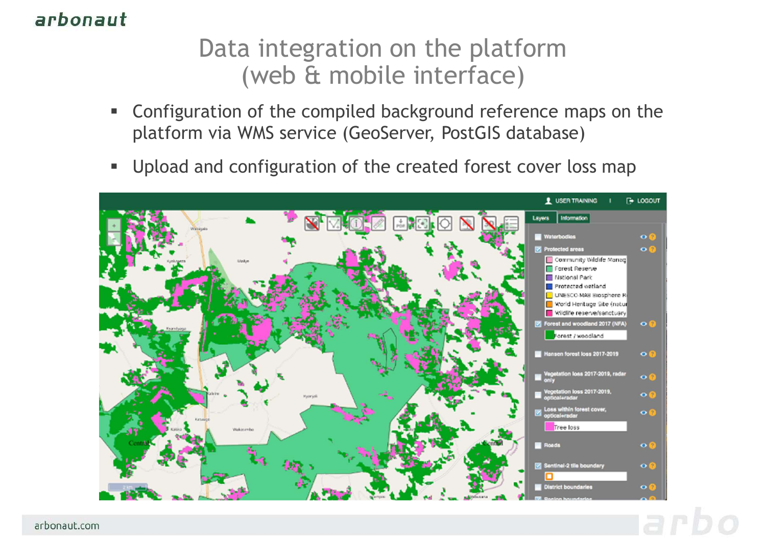# Data integration on the platform (web & mobile interface)

- Configuration of the compiled background reference maps on the platform via WMS service (GeoServer, PostGIS database)
- Upload and configuration of the created forest cover loss map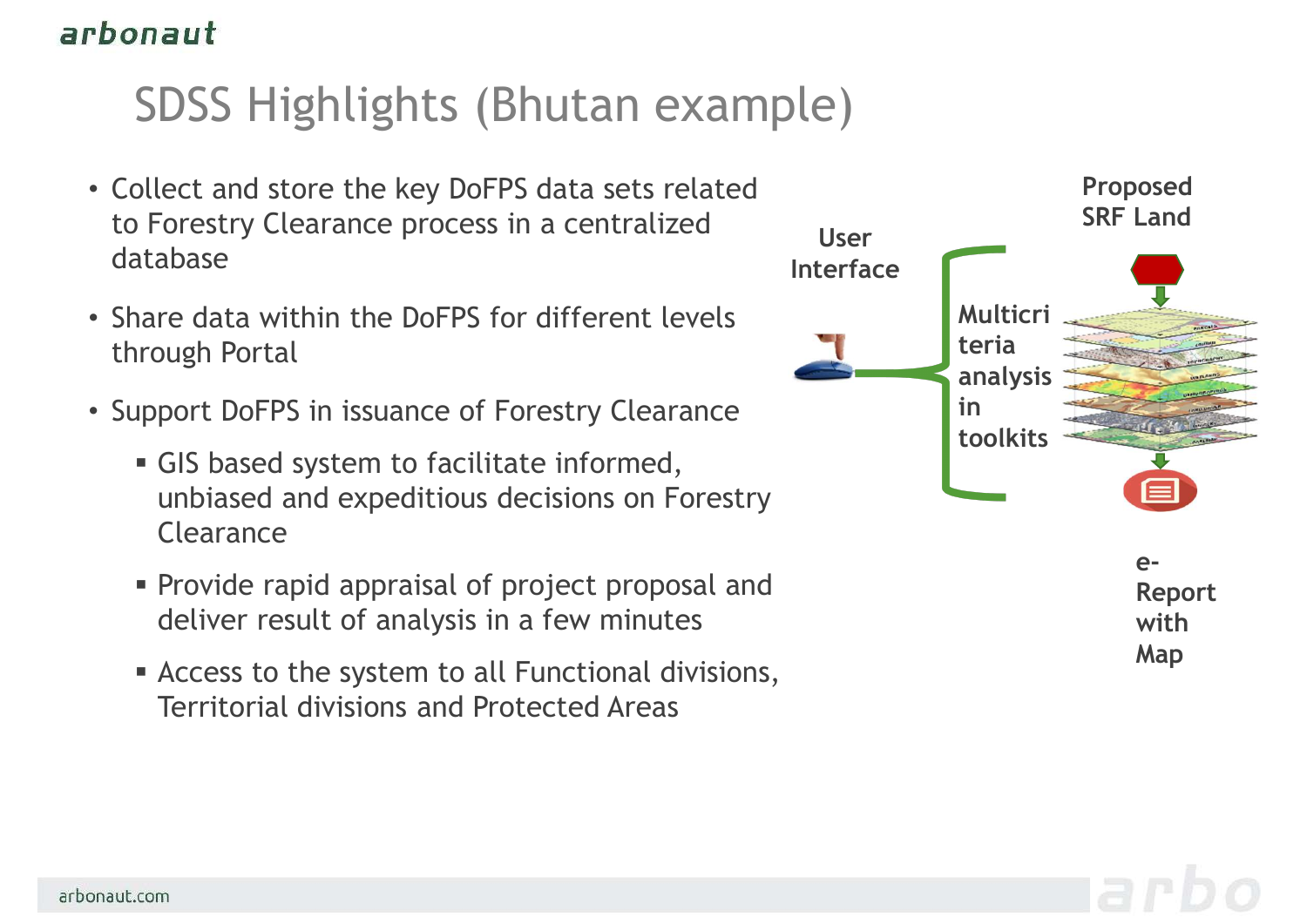# SDSS Highlights (Bhutan example)

- Collect and store the key DoFPS data sets related to Forestry Clearance process in a centralized database
- Share data within the DoFPS for different levels through Portal
- Support DoFPS in issuance of Forestry Clearance
  - GIS based system to facilitate informed, unbiased and expeditious decisions on Forestry Clearance
  - Provide rapid appraisal of project proposal and deliver result of analysis in a few minutes
  - Access to the system to all Functional divisions, Territorial divisions and Protected Areas

User Interface

Multicriteria analysis in toolkits

Proposed SRF Land

e-Report with Map